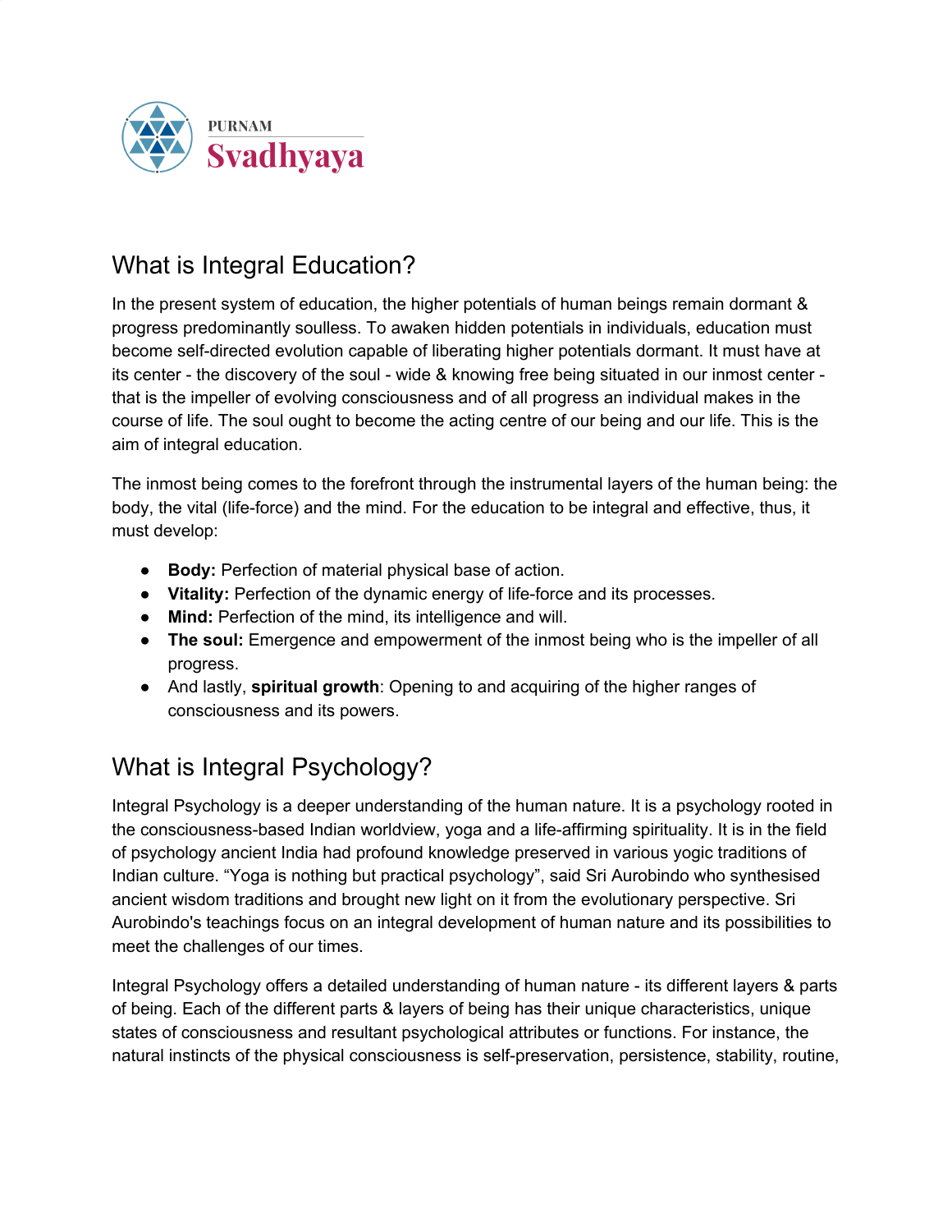PURNAM

Svadhyaya

## What is Integral Education?

In the present system of education, the higher potentials of human beings remain dormant & progress predominantly soulless. To awaken hidden potentials in individuals, education must become self-directed evolution capable of liberating higher potentials dormant. It must have at its center - the discovery of the soul - wide & knowing free being situated in our inmost center - that is the impeller of evolving consciousness and of all progress an individual makes in the course of life. The soul ought to become the acting centre of our being and our life. This is the aim of integral education.

The inmost being comes to the forefront through the instrumental layers of the human being: the body, the vital (life-force) and the mind. For the education to be integral and effective, thus, it must develop:

- **Body:** Perfection of material physical base of action.
- **Vitality:** Perfection of the dynamic energy of life-force and its processes.
- **Mind:** Perfection of the mind, its intelligence and will.
- **The soul:** Emergence and empowerment of the inmost being who is the impeller of all progress.
- And lastly, **spiritual growth**: Opening to and acquiring of the higher ranges of consciousness and its powers.

## What is Integral Psychology?

Integral Psychology is a deeper understanding of the human nature. It is a psychology rooted in the consciousness-based Indian worldview, yoga and a life-affirming spirituality. It is in the field of psychology ancient India had profound knowledge preserved in various yogic traditions of Indian culture. "Yoga is nothing but practical psychology", said Sri Aurobindo who synthesised ancient wisdom traditions and brought new light on it from the evolutionary perspective. Sri Aurobindo's teachings focus on an integral development of human nature and its possibilities to meet the challenges of our times.

Integral Psychology offers a detailed understanding of human nature - its different layers & parts of being. Each of the different parts & layers of being has their unique characteristics, unique states of consciousness and resultant psychological attributes or functions. For instance, the natural instincts of the physical consciousness is self-preservation, persistence, stability, routine,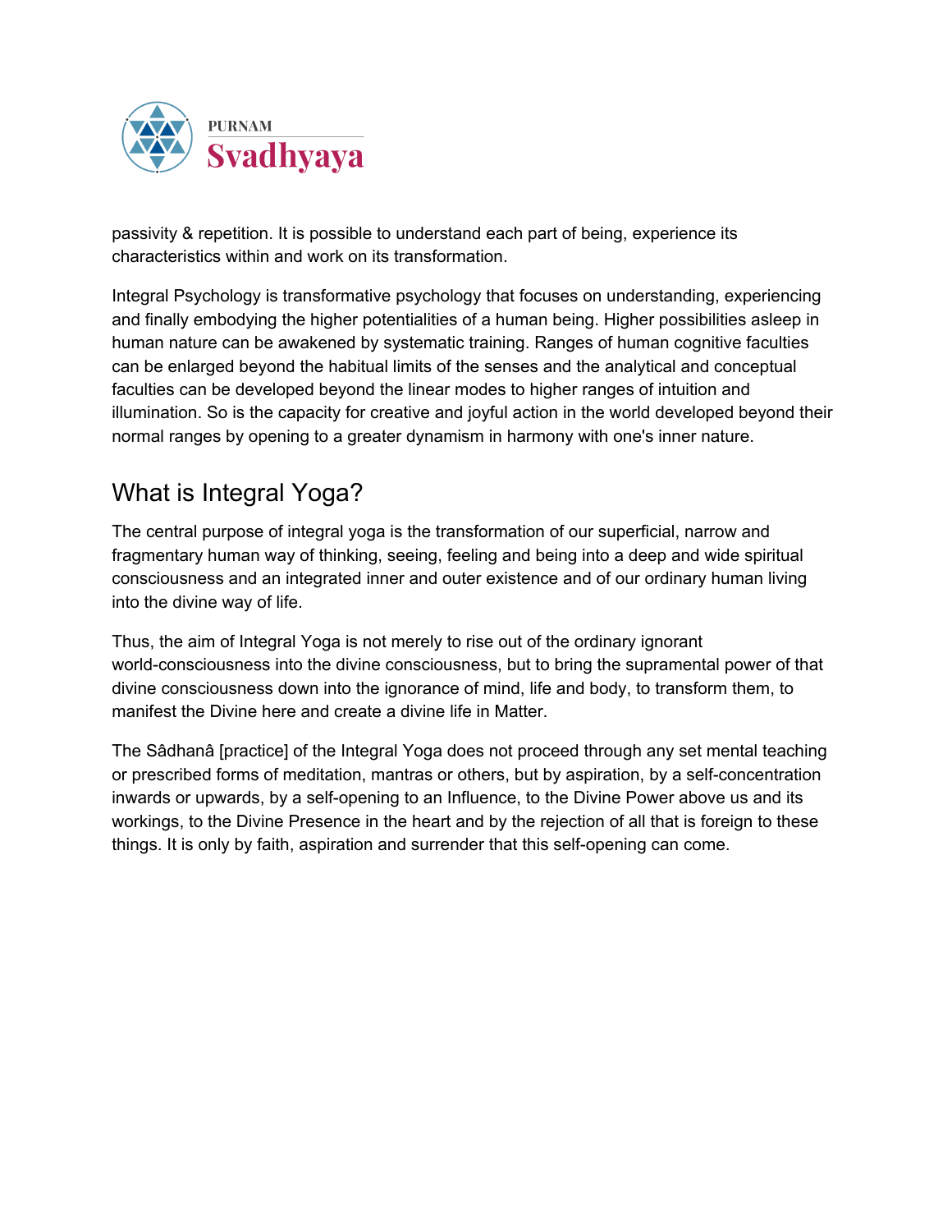passivity & repetition. It is possible to understand each part of being, experience its characteristics within and work on its transformation.

Integral Psychology is transformative psychology that focuses on understanding, experiencing and finally embodying the higher potentialities of a human being. Higher possibilities asleep in human nature can be awakened by systematic training. Ranges of human cognitive faculties can be enlarged beyond the habitual limits of the senses and the analytical and conceptual faculties can be developed beyond the linear modes to higher ranges of intuition and illumination. So is the capacity for creative and joyful action in the world developed beyond their normal ranges by opening to a greater dynamism in harmony with one's inner nature.

## What is Integral Yoga?

The central purpose of integral yoga is the transformation of our superficial, narrow and fragmentary human way of thinking, seeing, feeling and being into a deep and wide spiritual consciousness and an integrated inner and outer existence and of our ordinary human living into the divine way of life.

Thus, the aim of Integral Yoga is not merely to rise out of the ordinary ignorant world-consciousness into the divine consciousness, but to bring the supramental power of that divine consciousness down into the ignorance of mind, life and body, to transform them, to manifest the Divine here and create a divine life in Matter.

The Sâdhanâ [practice] of the Integral Yoga does not proceed through any set mental teaching or prescribed forms of meditation, mantras or others, but by aspiration, by a self-concentration inwards or upwards, by a self-opening to an Influence, to the Divine Power above us and its workings, to the Divine Presence in the heart and by the rejection of all that is foreign to these things. It is only by faith, aspiration and surrender that this self-opening can come.